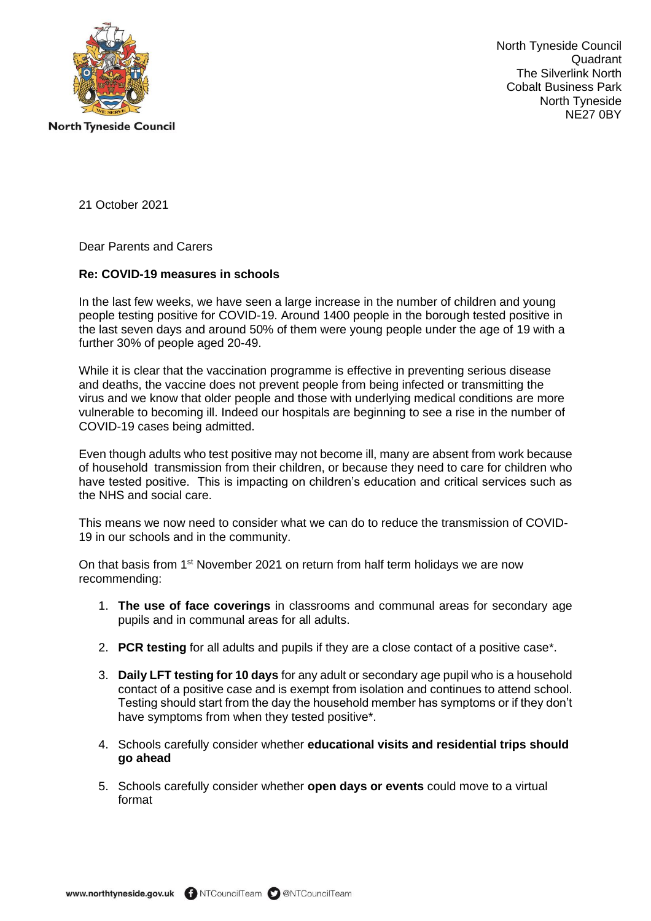North Tyneside Council

North Tyneside Council
Quadrant
The Silverlink North
Cobalt Business Park
North Tyneside
NE27 0BY

21 October 2021

Dear Parents and Carers

**Re: COVID-19 measures in schools**

In the last few weeks, we have seen a large increase in the number of children and young people testing positive for COVID-19. Around 1400 people in the borough tested positive in the last seven days and around 50% of them were young people under the age of 19 with a further 30% of people aged 20-49.

While it is clear that the vaccination programme is effective in preventing serious disease and deaths, the vaccine does not prevent people from being infected or transmitting the virus and we know that older people and those with underlying medical conditions are more vulnerable to becoming ill. Indeed our hospitals are beginning to see a rise in the number of COVID-19 cases being admitted.

Even though adults who test positive may not become ill, many are absent from work because of household transmission from their children, or because they need to care for children who have tested positive. This is impacting on children's education and critical services such as the NHS and social care.

This means we now need to consider what we can do to reduce the transmission of COVID-19 in our schools and in the community.

On that basis from 1st November 2021 on return from half term holidays we are now recommending:

1. **The use of face coverings** in classrooms and communal areas for secondary age pupils and in communal areas for all adults.
2. **PCR testing** for all adults and pupils if they are a close contact of a positive case*.
3. **Daily LFT testing for 10 days** for any adult or secondary age pupil who is a household contact of a positive case and is exempt from isolation and continues to attend school. Testing should start from the day the household member has symptoms or if they don't have symptoms from when they tested positive*.
4. Schools carefully consider whether **educational visits and residential trips should go ahead**
5. Schools carefully consider whether **open days or events** could move to a virtual format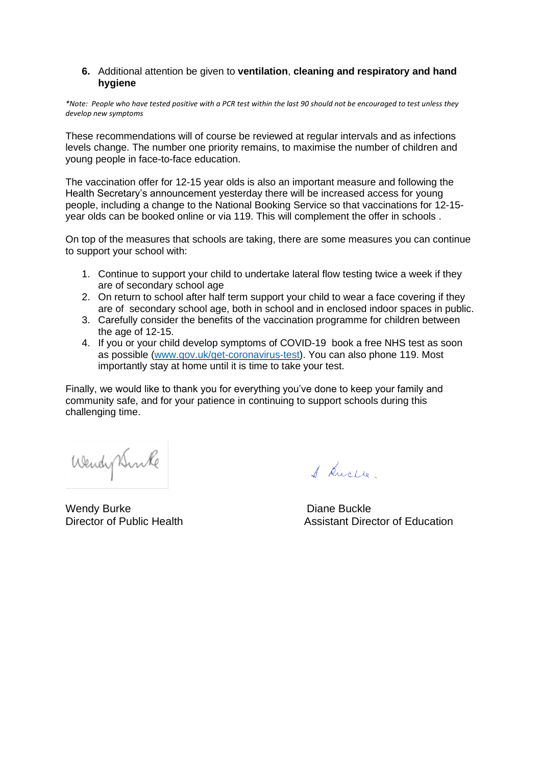6. Additional attention be given to **ventilation**, **cleaning and respiratory and hand hygiene**

*\*Note: People who have tested positive with a PCR test within the last 90 should not be encouraged to test unless they develop new symptoms*

These recommendations will of course be reviewed at regular intervals and as infections levels change. The number one priority remains, to maximise the number of children and young people in face-to-face education.

The vaccination offer for 12-15 year olds is also an important measure and following the Health Secretary's announcement yesterday there will be increased access for young people, including a change to the National Booking Service so that vaccinations for 12-15-year olds can be booked online or via 119. This will complement the offer in schools .

On top of the measures that schools are taking, there are some measures you can continue to support your school with:

1. Continue to support your child to undertake lateral flow testing twice a week if they are of secondary school age
2. On return to school after half term support your child to wear a face covering if they are of secondary school age, both in school and in enclosed indoor spaces in public.
3. Carefully consider the benefits of the vaccination programme for children between the age of 12-15.
4. If you or your child develop symptoms of COVID-19 book a free NHS test as soon as possible (www.gov.uk/get-coronavirus-test). You can also phone 119. Most importantly stay at home until it is time to take your test.

Finally, we would like to thank you for everything you've done to keep your family and community safe, and for your patience in continuing to support schools during this challenging time.

Wendy Burke
Director of Public Health

Diane Buckle
Assistant Director of Education